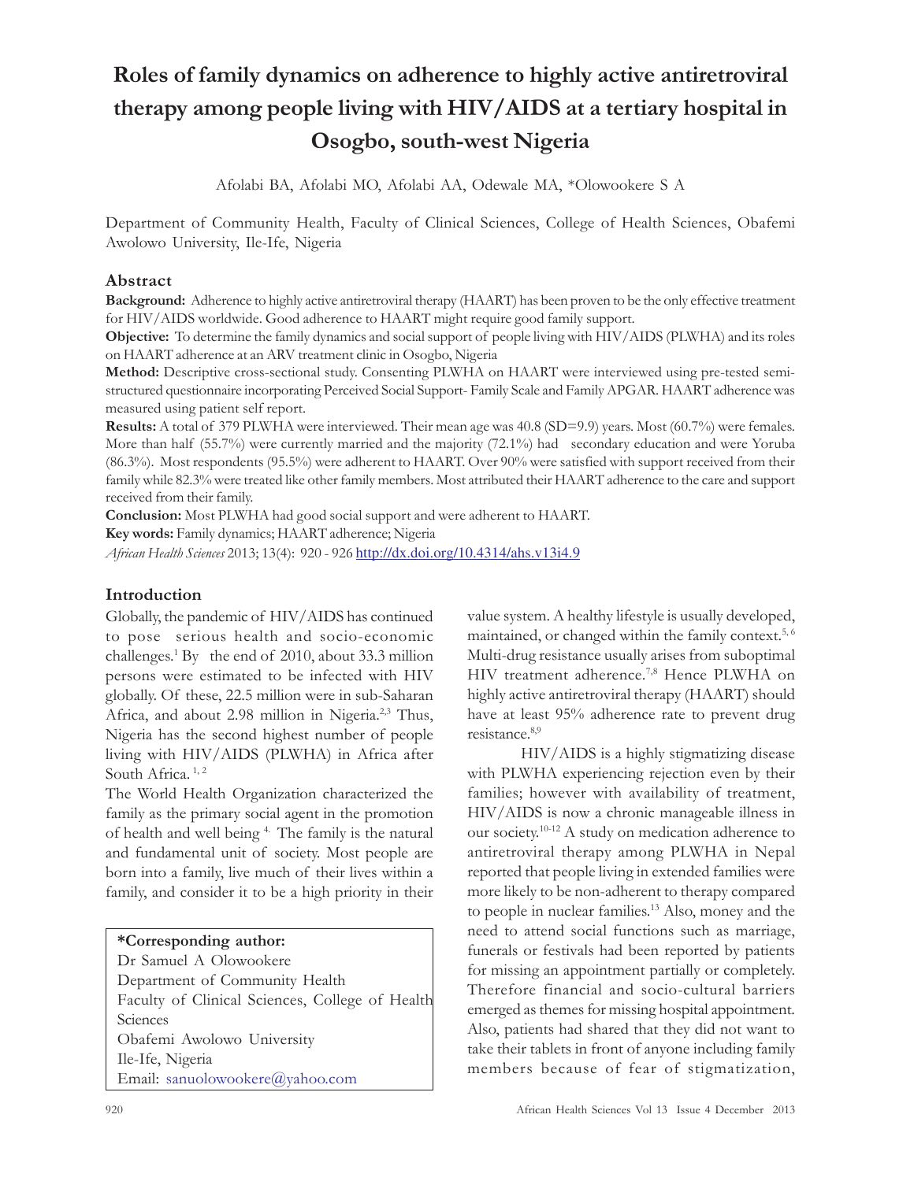# Roles of family dynamics on adherence to highly active antiretroviral therapy among people living with HIV/AIDS at a tertiary hospital in Osogbo, south-west Nigeria

Afolabi BA, Afolabi MO, Afolabi AA, Odewale MA, *Olowookere S A

Department of Community Health, Faculty of Clinical Sciences, College of Health Sciences, Obafemi Awolowo University, Ile-Ife, Nigeria

## Abstract

**Background:** Adherence to highly active antiretroviral therapy (HAART) has been proven to be the only effective treatment for HIV/AIDS worldwide. Good adherence to HAART might require good family support.

**Objective:** To determine the family dynamics and social support of people living with HIV/AIDS (PLWHA) and its roles on HAART adherence at an ARV treatment clinic in Osogbo, Nigeria

**Method:** Descriptive cross-sectional study. Consenting PLWHA on HAART were interviewed using pre-tested semi-structured questionnaire incorporating Perceived Social Support- Family Scale and Family APGAR. HAART adherence was measured using patient self report.

**Results:** A total of 379 PLWHA were interviewed. Their mean age was 40.8 (SD=9.9) years. Most (60.7%) were females. More than half (55.7%) were currently married and the majority (72.1%) had secondary education and were Yoruba (86.3%). Most respondents (95.5%) were adherent to HAART. Over 90% were satisfied with support received from their family while 82.3% were treated like other family members. Most attributed their HAART adherence to the care and support received from their family.

**Conclusion:** Most PLWHA had good social support and were adherent to HAART.

**Key words:** Family dynamics; HAART adherence; Nigeria

*African Health Sciences* 2013; 13(4): 920 - 926 http://dx.doi.org/10.4314/ahs.v13i4.9

## Introduction

Globally, the pandemic of HIV/AIDS has continued to pose serious health and socio-economic challenges.[1] By the end of 2010, about 33.3 million persons were estimated to be infected with HIV globally. Of these, 22.5 million were in sub-Saharan Africa, and about 2.98 million in Nigeria.[2,3] Thus, Nigeria has the second highest number of people living with HIV/AIDS (PLWHA) in Africa after South Africa.[1,2]

The World Health Organization characterized the family as the primary social agent in the promotion of health and well being[4]. The family is the natural and fundamental unit of society. Most people are born into a family, live much of their lives within a family, and consider it to be a high priority in their value system. A healthy lifestyle is usually developed, maintained, or changed within the family context.[5,6] Multi-drug resistance usually arises from suboptimal HIV treatment adherence.[7,8] Hence PLWHA on highly active antiretroviral therapy (HAART) should have at least 95% adherence rate to prevent drug resistance.[8,9]

HIV/AIDS is a highly stigmatizing disease with PLWHA experiencing rejection even by their families; however with availability of treatment, HIV/AIDS is now a chronic manageable illness in our society.[10-12] A study on medication adherence to antiretroviral therapy among PLWHA in Nepal reported that people living in extended families were more likely to be non-adherent to therapy compared to people in nuclear families.[13] Also, money and the need to attend social functions such as marriage, funerals or festivals had been reported by patients for missing an appointment partially or completely. Therefore financial and socio-cultural barriers emerged as themes for missing hospital appointment. Also, patients had shared that they did not want to take their tablets in front of anyone including family members because of fear of stigmatization,

**\*Corresponding author:**
Dr Samuel A Olowookere
Department of Community Health
Faculty of Clinical Sciences, College of Health Sciences
Obafemi Awolowo University
Ile-Ife, Nigeria
Email: sanuolowookere@yahoo.com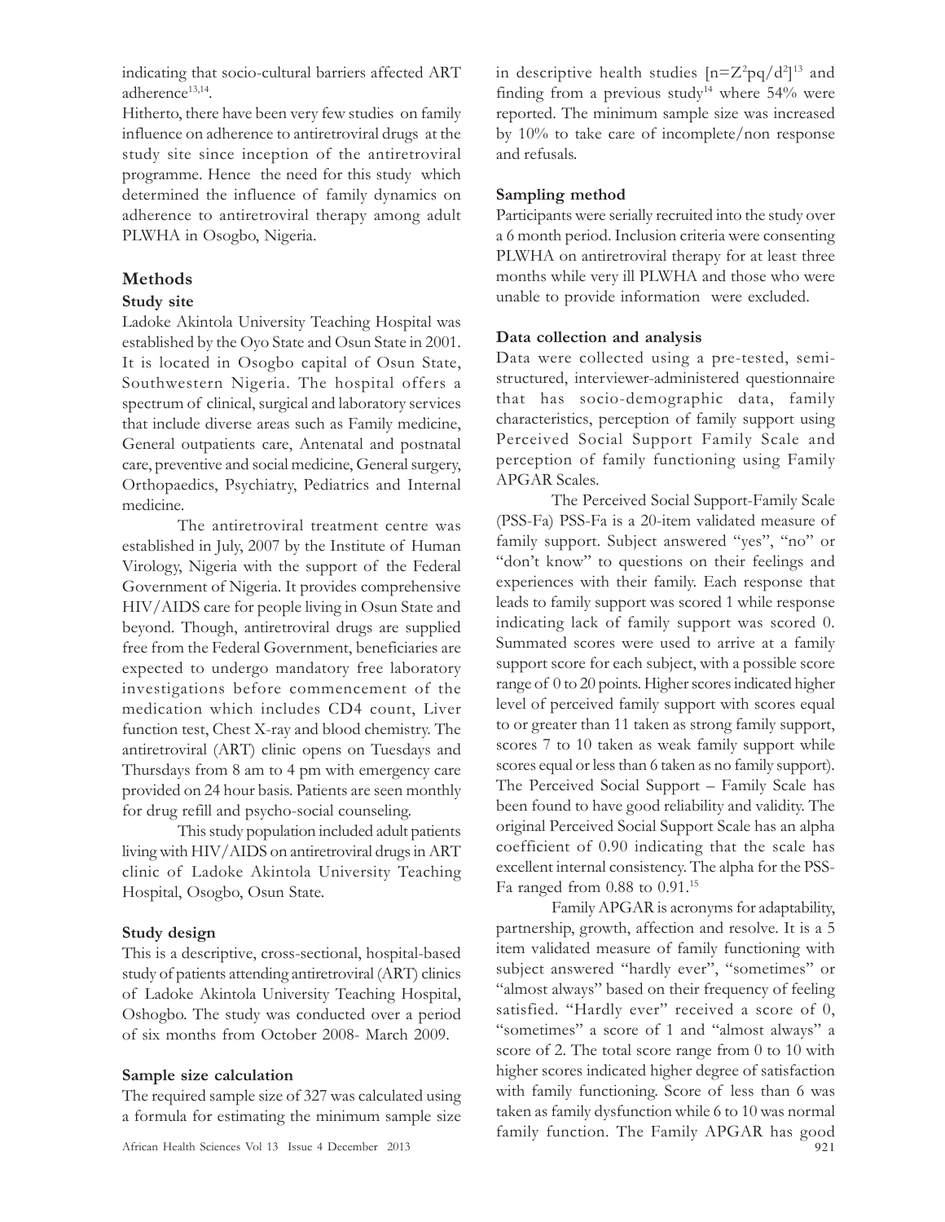indicating that socio-cultural barriers affected ART adherence[13,14].

Hitherto, there have been very few studies on family influence on adherence to antiretroviral drugs at the study site since inception of the antiretroviral programme. Hence the need for this study which determined the influence of family dynamics on adherence to antiretroviral therapy among adult PLWHA in Osogbo, Nigeria.

## Methods

### Study site

Ladoke Akintola University Teaching Hospital was established by the Oyo State and Osun State in 2001. It is located in Osogbo capital of Osun State, Southwestern Nigeria. The hospital offers a spectrum of clinical, surgical and laboratory services that include diverse areas such as Family medicine, General outpatients care, Antenatal and postnatal care, preventive and social medicine, General surgery, Orthopaedics, Psychiatry, Pediatrics and Internal medicine.

The antiretroviral treatment centre was established in July, 2007 by the Institute of Human Virology, Nigeria with the support of the Federal Government of Nigeria. It provides comprehensive HIV/AIDS care for people living in Osun State and beyond. Though, antiretroviral drugs are supplied free from the Federal Government, beneficiaries are expected to undergo mandatory free laboratory investigations before commencement of the medication which includes CD4 count, Liver function test, Chest X-ray and blood chemistry. The antiretroviral (ART) clinic opens on Tuesdays and Thursdays from 8 am to 4 pm with emergency care provided on 24 hour basis. Patients are seen monthly for drug refill and psycho-social counseling.

This study population included adult patients living with HIV/AIDS on antiretroviral drugs in ART clinic of Ladoke Akintola University Teaching Hospital, Osogbo, Osun State.

### Study design

This is a descriptive, cross-sectional, hospital-based study of patients attending antiretroviral (ART) clinics of Ladoke Akintola University Teaching Hospital, Oshogbo. The study was conducted over a period of six months from October 2008- March 2009.

### Sample size calculation

The required sample size of 327 was calculated using a formula for estimating the minimum sample size in descriptive health studies [$n=Z^2pq/d^2$][13] and finding from a previous study[14] where 54% were reported. The minimum sample size was increased by 10% to take care of incomplete/non response and refusals.

### Sampling method

Participants were serially recruited into the study over a 6 month period. Inclusion criteria were consenting PLWHA on antiretroviral therapy for at least three months while very ill PLWHA and those who were unable to provide information were excluded.

### Data collection and analysis

Data were collected using a pre-tested, semi-structured, interviewer-administered questionnaire that has socio-demographic data, family characteristics, perception of family support using Perceived Social Support Family Scale and perception of family functioning using Family APGAR Scales.

The Perceived Social Support-Family Scale (PSS-Fa) PSS-Fa is a 20-item validated measure of family support. Subject answered "yes", "no" or "don't know" to questions on their feelings and experiences with their family. Each response that leads to family support was scored 1 while response indicating lack of family support was scored 0. Summated scores were used to arrive at a family support score for each subject, with a possible score range of 0 to 20 points. Higher scores indicated higher level of perceived family support with scores equal to or greater than 11 taken as strong family support, scores 7 to 10 taken as weak family support while scores equal or less than 6 taken as no family support). The Perceived Social Support – Family Scale has been found to have good reliability and validity. The original Perceived Social Support Scale has an alpha coefficient of 0.90 indicating that the scale has excellent internal consistency. The alpha for the PSS-Fa ranged from 0.88 to 0.91.[15]

Family APGAR is acronyms for adaptability, partnership, growth, affection and resolve. It is a 5 item validated measure of family functioning with subject answered "hardly ever", "sometimes" or "almost always" based on their frequency of feeling satisfied. "Hardly ever" received a score of 0, "sometimes" a score of 1 and "almost always" a score of 2. The total score range from 0 to 10 with higher scores indicated higher degree of satisfaction with family functioning. Score of less than 6 was taken as family dysfunction while 6 to 10 was normal family function. The Family APGAR has good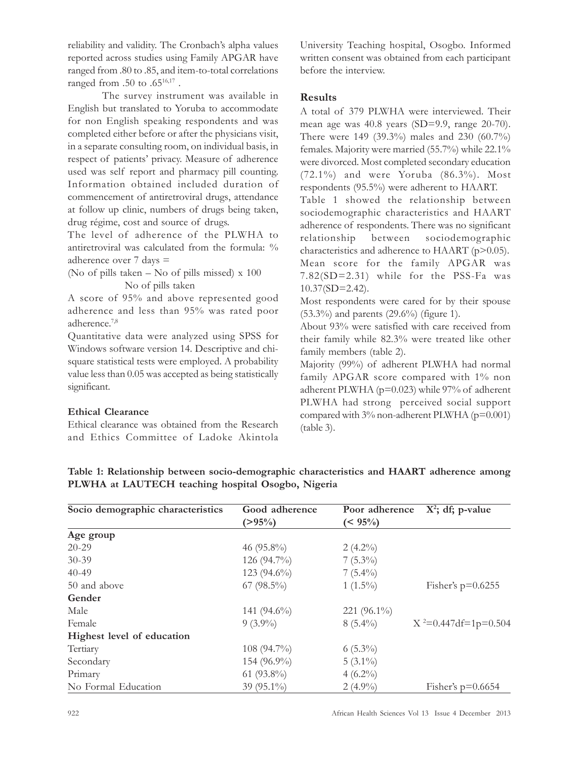reliability and validity. The Cronbach's alpha values reported across studies using Family APGAR have ranged from .80 to .85, and item-to-total correlations ranged from .50 to .65[16,17] .

The survey instrument was available in English but translated to Yoruba to accommodate for non English speaking respondents and was completed either before or after the physicians visit, in a separate consulting room, on individual basis, in respect of patients' privacy. Measure of adherence used was self report and pharmacy pill counting. Information obtained included duration of commencement of antiretroviral drugs, attendance at follow up clinic, numbers of drugs being taken, drug régime, cost and source of drugs.

The level of adherence of the PLWHA to antiretroviral was calculated from the formula: % adherence over 7 days =

$$\frac{\text{(No of pills taken – No of pills missed) x 100}}{\text{No of pills taken}}$$

A score of 95% and above represented good adherence and less than 95% was rated poor adherence.[7,8]

Quantitative data were analyzed using SPSS for Windows software version 14. Descriptive and chi-square statistical tests were employed. A probability value less than 0.05 was accepted as being statistically significant.

### Ethical Clearance

Ethical clearance was obtained from the Research and Ethics Committee of Ladoke Akintola University Teaching hospital, Osogbo. Informed written consent was obtained from each participant before the interview.

## Results

A total of 379 PLWHA were interviewed. Their mean age was 40.8 years (SD=9.9, range 20-70). There were 149 (39.3%) males and 230 (60.7%) females. Majority were married (55.7%) while 22.1% were divorced. Most completed secondary education (72.1%) and were Yoruba (86.3%). Most respondents (95.5%) were adherent to HAART.

Table 1 showed the relationship between sociodemographic characteristics and HAART adherence of respondents. There was no significant relationship between sociodemographic characteristics and adherence to HAART ($p>0.05$). Mean score for the family APGAR was 7.82(SD=2.31) while for the PSS-Fa was 10.37(SD=2.42).

Most respondents were cared for by their spouse (53.3%) and parents (29.6%) (figure 1).

About 93% were satisfied with care received from their family while 82.3% were treated like other family members (table 2).

Majority (99%) of adherent PLWHA had normal family APGAR score compared with 1% non adherent PLWHA (p=0.023) while 97% of adherent PLWHA had strong perceived social support compared with 3% non-adherent PLWHA (p=0.001) (table 3).

**Table 1: Relationship between socio-demographic characteristics and HAART adherence among PLWHA at LAUTECH teaching hospital Osogbo, Nigeria**

| Socio demographic characteristics | Good adherence (>95%) | Poor adherence (< 95%) | $X^2$; df; p-value |
|---|---|---|---|
| **Age group** | | | |
| 20-29 | 46 (95.8%) | 2 (4.2%) | |
| 30-39 | 126 (94.7%) | 7 (5.3%) | |
| 40-49 | 123 (94.6%) | 7 (5.4%) | |
| 50 and above | 67 (98.5%) | 1 (1.5%) | Fisher's p=0.6255 |
| **Gender** | | | |
| Male | 141 (94.6%) | 221 (96.1%) | |
| Female | 9 (3.9%) | 8 (5.4%) | $X^2$=0.447df=1p=0.504 |
| **Highest level of education** | | | |
| Tertiary | 108 (94.7%) | 6 (5.3%) | |
| Secondary | 154 (96.9%) | 5 (3.1%) | |
| Primary | 61 (93.8%) | 4 (6.2%) | |
| No Formal Education | 39 (95.1%) | 2 (4.9%) | Fisher's p=0.6654 |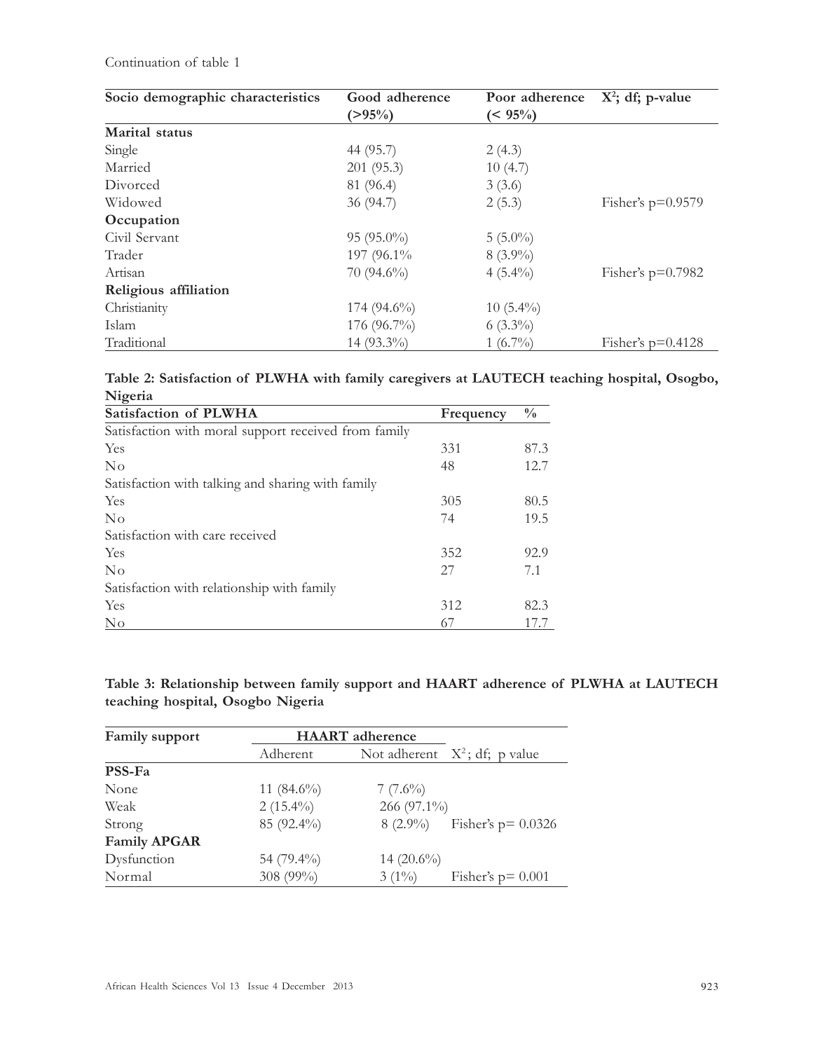Continuation of table 1

| Socio demographic characteristics | Good adherence (>95%) | Poor adherence (< 95%) | $X^2$; df; p-value |
|---|---|---|---|
| **Marital status** | | | |
| Single | 44 (95.7) | 2 (4.3) | |
| Married | 201 (95.3) | 10 (4.7) | |
| Divorced | 81 (96.4) | 3 (3.6) | |
| Widowed | 36 (94.7) | 2 (5.3) | Fisher's p=0.9579 |
| **Occupation** | | | |
| Civil Servant | 95 (95.0%) | 5 (5.0%) | |
| Trader | 197 (96.1% | 8 (3.9%) | |
| Artisan | 70 (94.6%) | 4 (5.4%) | Fisher's p=0.7982 |
| **Religious affiliation** | | | |
| Christianity | 174 (94.6%) | 10 (5.4%) | |
| Islam | 176 (96.7%) | 6 (3.3%) | |
| Traditional | 14 (93.3%) | 1 (6.7%) | Fisher's p=0.4128 |

**Table 2: Satisfaction of PLWHA with family caregivers at LAUTECH teaching hospital, Osogbo, Nigeria**

| Satisfaction of PLWHA | Frequency | % |
|---|---|---|
| Satisfaction with moral support received from family | | |
| Yes | 331 | 87.3 |
| No | 48 | 12.7 |
| Satisfaction with talking and sharing with family | | |
| Yes | 305 | 80.5 |
| No | 74 | 19.5 |
| Satisfaction with care received | | |
| Yes | 352 | 92.9 |
| No | 27 | 7.1 |
| Satisfaction with relationship with family | | |
| Yes | 312 | 82.3 |
| No | 67 | 17.7 |

**Table 3: Relationship between family support and HAART adherence of PLWHA at LAUTECH teaching hospital, Osogbo Nigeria**

| Family support | HAART adherence | | |
|---|---|---|---|
| | Adherent | Not adherent | $X^2$; df; p value |
| **PSS-Fa** | | | |
| None | 11 (84.6%) | 7 (7.6%) | |
| Weak | 2 (15.4%) | 266 (97.1%) | |
| Strong | 85 (92.4%) | 8 (2.9%) | Fisher's p= 0.0326 |
| **Family APGAR** | | | |
| Dysfunction | 54 (79.4%) | 14 (20.6%) | |
| Normal | 308 (99%) | 3 (1%) | Fisher's p= 0.001 |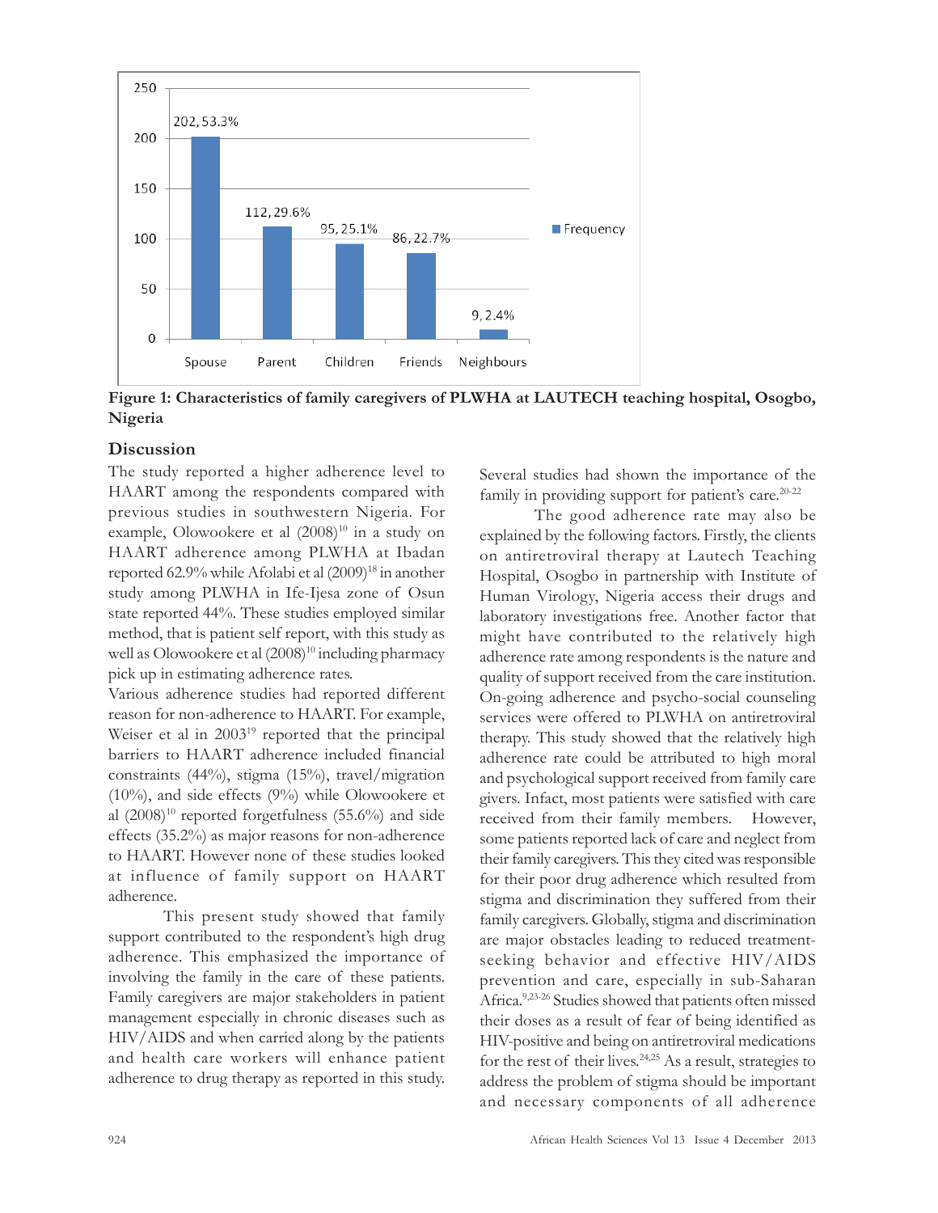Figure 1: Characteristics of family caregivers of PLWHA at LAUTECH teaching hospital, Osogbo, Nigeria

## Discussion

The study reported a higher adherence level to HAART among the respondents compared with previous studies in southwestern Nigeria. For example, Olowookere et al (2008)[10] in a study on HAART adherence among PLWHA at Ibadan reported 62.9% while Afolabi et al (2009)[18] in another study among PLWHA in Ife-Ijesa zone of Osun state reported 44%. These studies employed similar method, that is patient self report, with this study as well as Olowookere et al (2008)[10] including pharmacy pick up in estimating adherence rates.

Various adherence studies had reported different reason for non-adherence to HAART. For example, Weiser et al in 2003[19] reported that the principal barriers to HAART adherence included financial constraints (44%), stigma (15%), travel/migration (10%), and side effects (9%) while Olowookere et al (2008)[10] reported forgetfulness (55.6%) and side effects (35.2%) as major reasons for non-adherence to HAART. However none of these studies looked at influence of family support on HAART adherence.

This present study showed that family support contributed to the respondent's high drug adherence. This emphasized the importance of involving the family in the care of these patients. Family caregivers are major stakeholders in patient management especially in chronic diseases such as HIV/AIDS and when carried along by the patients and health care workers will enhance patient adherence to drug therapy as reported in this study. Several studies had shown the importance of the family in providing support for patient's care.[20-22]

The good adherence rate may also be explained by the following factors. Firstly, the clients on antiretroviral therapy at Lautech Teaching Hospital, Osogbo in partnership with Institute of Human Virology, Nigeria access their drugs and laboratory investigations free. Another factor that might have contributed to the relatively high adherence rate among respondents is the nature and quality of support received from the care institution. On-going adherence and psycho-social counseling services were offered to PLWHA on antiretroviral therapy. This study showed that the relatively high adherence rate could be attributed to high moral and psychological support received from family care givers. Infact, most patients were satisfied with care received from their family members. However, some patients reported lack of care and neglect from their family caregivers. This they cited was responsible for their poor drug adherence which resulted from stigma and discrimination they suffered from their family caregivers. Globally, stigma and discrimination are major obstacles leading to reduced treatment-seeking behavior and effective HIV/AIDS prevention and care, especially in sub-Saharan Africa.[9,23-26] Studies showed that patients often missed their doses as a result of fear of being identified as HIV-positive and being on antiretroviral medications for the rest of their lives.[24,25] As a result, strategies to address the problem of stigma should be important and necessary components of all adherence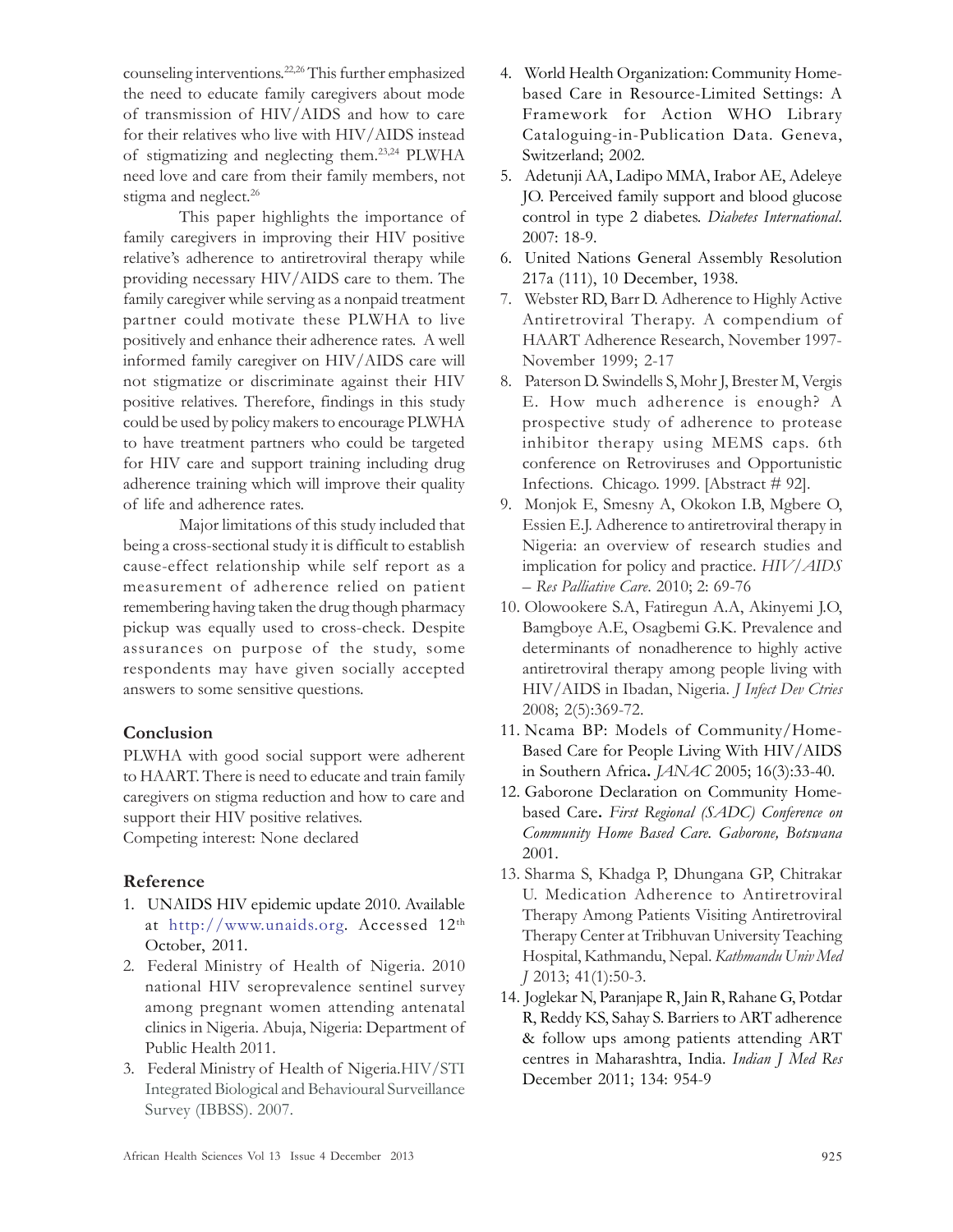counseling interventions.[22,26] This further emphasized the need to educate family caregivers about mode of transmission of HIV/AIDS and how to care for their relatives who live with HIV/AIDS instead of stigmatizing and neglecting them.[23,24] PLWHA need love and care from their family members, not stigma and neglect.[26]

This paper highlights the importance of family caregivers in improving their HIV positive relative's adherence to antiretroviral therapy while providing necessary HIV/AIDS care to them. The family caregiver while serving as a nonpaid treatment partner could motivate these PLWHA to live positively and enhance their adherence rates. A well informed family caregiver on HIV/AIDS care will not stigmatize or discriminate against their HIV positive relatives. Therefore, findings in this study could be used by policy makers to encourage PLWHA to have treatment partners who could be targeted for HIV care and support training including drug adherence training which will improve their quality of life and adherence rates.

Major limitations of this study included that being a cross-sectional study it is difficult to establish cause-effect relationship while self report as a measurement of adherence relied on patient remembering having taken the drug though pharmacy pickup was equally used to cross-check. Despite assurances on purpose of the study, some respondents may have given socially accepted answers to some sensitive questions.

## Conclusion

PLWHA with good social support were adherent to HAART. There is need to educate and train family caregivers on stigma reduction and how to care and support their HIV positive relatives.

Competing interest: None declared

## Reference

1. UNAIDS HIV epidemic update 2010. Available at http://www.unaids.org. Accessed 12th October, 2011.
2. Federal Ministry of Health of Nigeria. 2010 national HIV seroprevalence sentinel survey among pregnant women attending antenatal clinics in Nigeria. Abuja, Nigeria: Department of Public Health 2011.
3. Federal Ministry of Health of Nigeria.HIV/STI Integrated Biological and Behavioural Surveillance Survey (IBBSS). 2007.
4. World Health Organization: Community Home-based Care in Resource-Limited Settings: A Framework for Action WHO Library Cataloguing-in-Publication Data. Geneva, Switzerland; 2002.
5. Adetunji AA, Ladipo MMA, Irabor AE, Adeleye JO. Perceived family support and blood glucose control in type 2 diabetes. *Diabetes International*. 2007: 18-9.
6. United Nations General Assembly Resolution 217a (111), 10 December, 1938.
7. Webster RD, Barr D. Adherence to Highly Active Antiretroviral Therapy. A compendium of HAART Adherence Research, November 1997-November 1999; 2-17
8. Paterson D. Swindells S, Mohr J, Brester M, Vergis E. How much adherence is enough? A prospective study of adherence to protease inhibitor therapy using MEMS caps. 6th conference on Retroviruses and Opportunistic Infections. Chicago. 1999. [Abstract # 92].
9. Monjok E, Smesny A, Okokon I.B, Mgbere O, Essien E.J. Adherence to antiretroviral therapy in Nigeria: an overview of research studies and implication for policy and practice. *HIV/AIDS – Res Palliative Care*. 2010; 2: 69-76
10. Olowookere S.A, Fatiregun A.A, Akinyemi J.O, Bamgboye A.E, Osagbemi G.K. Prevalence and determinants of nonadherence to highly active antiretroviral therapy among people living with HIV/AIDS in Ibadan, Nigeria. *J Infect Dev Ctries* 2008; 2(5):369-72.
11. Ncama BP: Models of Community/Home-Based Care for People Living With HIV/AIDS in Southern Africa**.** *JANAC* 2005; 16(3):33-40.
12. Gaborone Declaration on Community Home-based Care**.** *First Regional (SADC) Conference on Community Home Based Care. Gaborone, Botswana* 2001.
13. Sharma S, Khadga P, Dhungana GP, Chitrakar U. Medication Adherence to Antiretroviral Therapy Among Patients Visiting Antiretroviral Therapy Center at Tribhuvan University Teaching Hospital, Kathmandu, Nepal. *Kathmandu Univ Med J* 2013; 41(1):50-3.
14. Joglekar N, Paranjape R, Jain R, Rahane G, Potdar R, Reddy KS, Sahay S. Barriers to ART adherence & follow ups among patients attending ART centres in Maharashtra, India. *Indian J Med Res* December 2011; 134: 954-9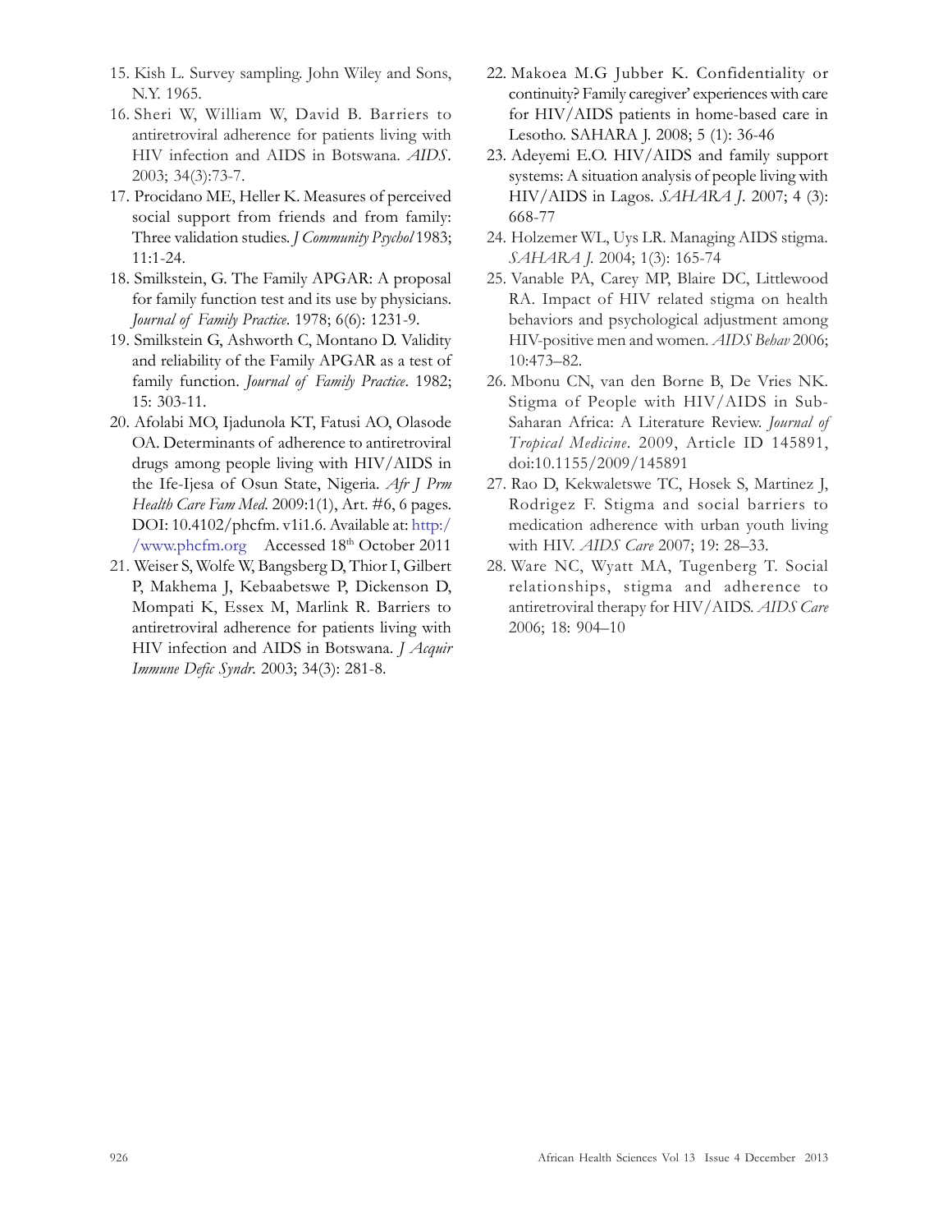15. Kish L. Survey sampling. John Wiley and Sons, N.Y. 1965.
16. Sheri W, William W, David B. Barriers to antiretroviral adherence for patients living with HIV infection and AIDS in Botswana. *AIDS*. 2003; 34(3):73-7.
17. Procidano ME, Heller K. Measures of perceived social support from friends and from family: Three validation studies. *J Community Psychol* 1983; 11:1-24.
18. Smilkstein, G. The Family APGAR: A proposal for family function test and its use by physicians. *Journal of Family Practice*. 1978; 6(6): 1231-9.
19. Smilkstein G, Ashworth C, Montano D. Validity and reliability of the Family APGAR as a test of family function. *Journal of Family Practice*. 1982; 15: 303-11.
20. Afolabi MO, Ijadunola KT, Fatusi AO, Olasode OA. Determinants of adherence to antiretroviral drugs among people living with HIV/AIDS in the Ife-Ijesa of Osun State, Nigeria. *Afr J Prm Health Care Fam Med*. 2009:1(1), Art. #6, 6 pages. DOI: 10.4102/phcfm. v1i1.6. Available at: http://www.phcfm.org Accessed 18th October 2011
21. Weiser S, Wolfe W, Bangsberg D, Thior I, Gilbert P, Makhema J, Kebaabetswe P, Dickenson D, Mompati K, Essex M, Marlink R. Barriers to antiretroviral adherence for patients living with HIV infection and AIDS in Botswana. *J Acquir Immune Defic Syndr*. 2003; 34(3): 281-8.
22. Makoea M.G Jubber K. Confidentiality or continuity? Family caregiver' experiences with care for HIV/AIDS patients in home-based care in Lesotho. SAHARA J. 2008; 5 (1): 36-46
23. Adeyemi E.O. HIV/AIDS and family support systems: A situation analysis of people living with HIV/AIDS in Lagos. *SAHARA J*. 2007; 4 (3): 668-77
24. Holzemer WL, Uys LR. Managing AIDS stigma. *SAHARA J*. 2004; 1(3): 165-74
25. Vanable PA, Carey MP, Blaire DC, Littlewood RA. Impact of HIV related stigma on health behaviors and psychological adjustment among HIV-positive men and women. *AIDS Behav* 2006; 10:473–82.
26. Mbonu CN, van den Borne B, De Vries NK. Stigma of People with HIV/AIDS in Sub-Saharan Africa: A Literature Review. *Journal of Tropical Medicine*. 2009, Article ID 145891, doi:10.1155/2009/145891
27. Rao D, Kekwaletswe TC, Hosek S, Martinez J, Rodrigez F. Stigma and social barriers to medication adherence with urban youth living with HIV. *AIDS Care* 2007; 19: 28–33.
28. Ware NC, Wyatt MA, Tugenberg T. Social relationships, stigma and adherence to antiretroviral therapy for HIV/AIDS. *AIDS Care* 2006; 18: 904–10